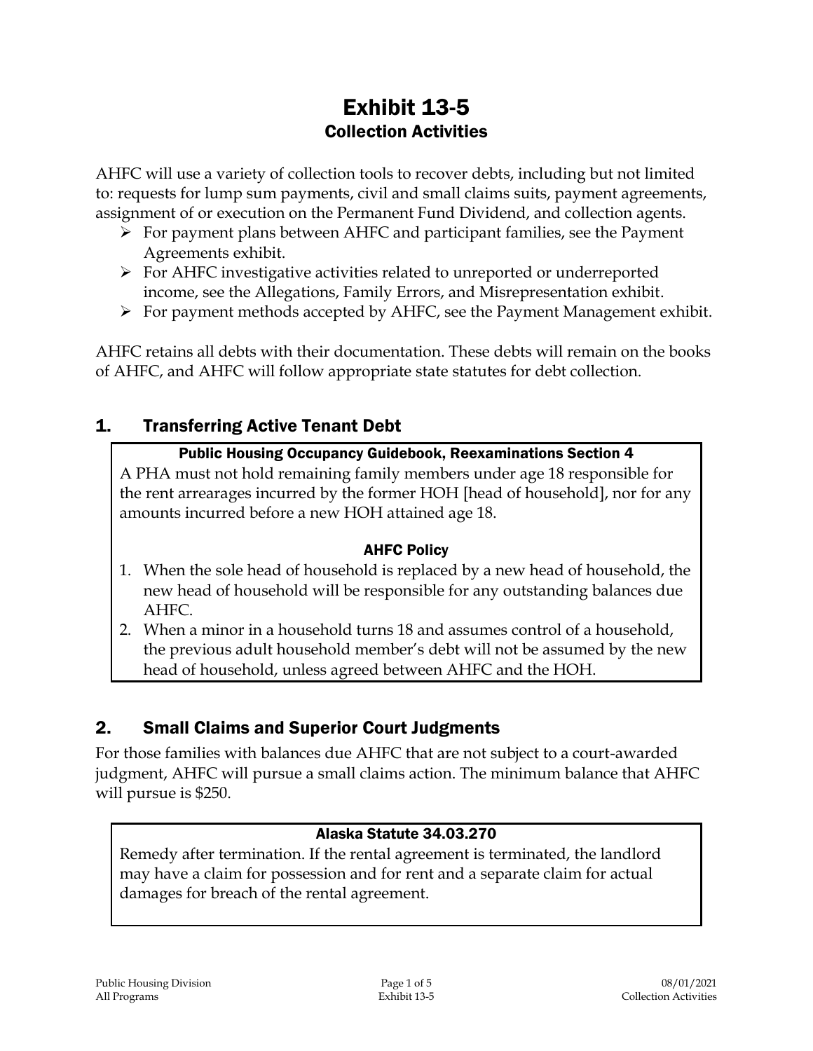# Exhibit 13-5

## Collection Activities

AHFC will use a variety of collection tools to recover debts, including but not limited to: requests for lump sum payments, civil and small claims suits, payment agreements, assignment of or execution on the Permanent Fund Dividend, and collection agents.

- For payment plans between AHFC and participant families, see the Payment Agreements exhibit.
- For AHFC investigative activities related to unreported or underreported income, see the Allegations, Family Errors, and Misrepresentation exhibit.
- For payment methods accepted by AHFC, see the Payment Management exhibit.

AHFC retains all debts with their documentation. These debts will remain on the books of AHFC, and AHFC will follow appropriate state statutes for debt collection.

## 1. Transferring Active Tenant Debt

**Public Housing Occupancy Guidebook, Reexaminations Section 4**

A PHA must not hold remaining family members under age 18 responsible for the rent arrearages incurred by the former HOH [head of household], nor for any amounts incurred before a new HOH attained age 18.

**AHFC Policy**

1. When the sole head of household is replaced by a new head of household, the new head of household will be responsible for any outstanding balances due AHFC.
2. When a minor in a household turns 18 and assumes control of a household, the previous adult household member's debt will not be assumed by the new head of household, unless agreed between AHFC and the HOH.

## 2. Small Claims and Superior Court Judgments

For those families with balances due AHFC that are not subject to a court-awarded judgment, AHFC will pursue a small claims action. The minimum balance that AHFC will pursue is $250.

**Alaska Statute 34.03.270**

Remedy after termination. If the rental agreement is terminated, the landlord may have a claim for possession and for rent and a separate claim for actual damages for breach of the rental agreement.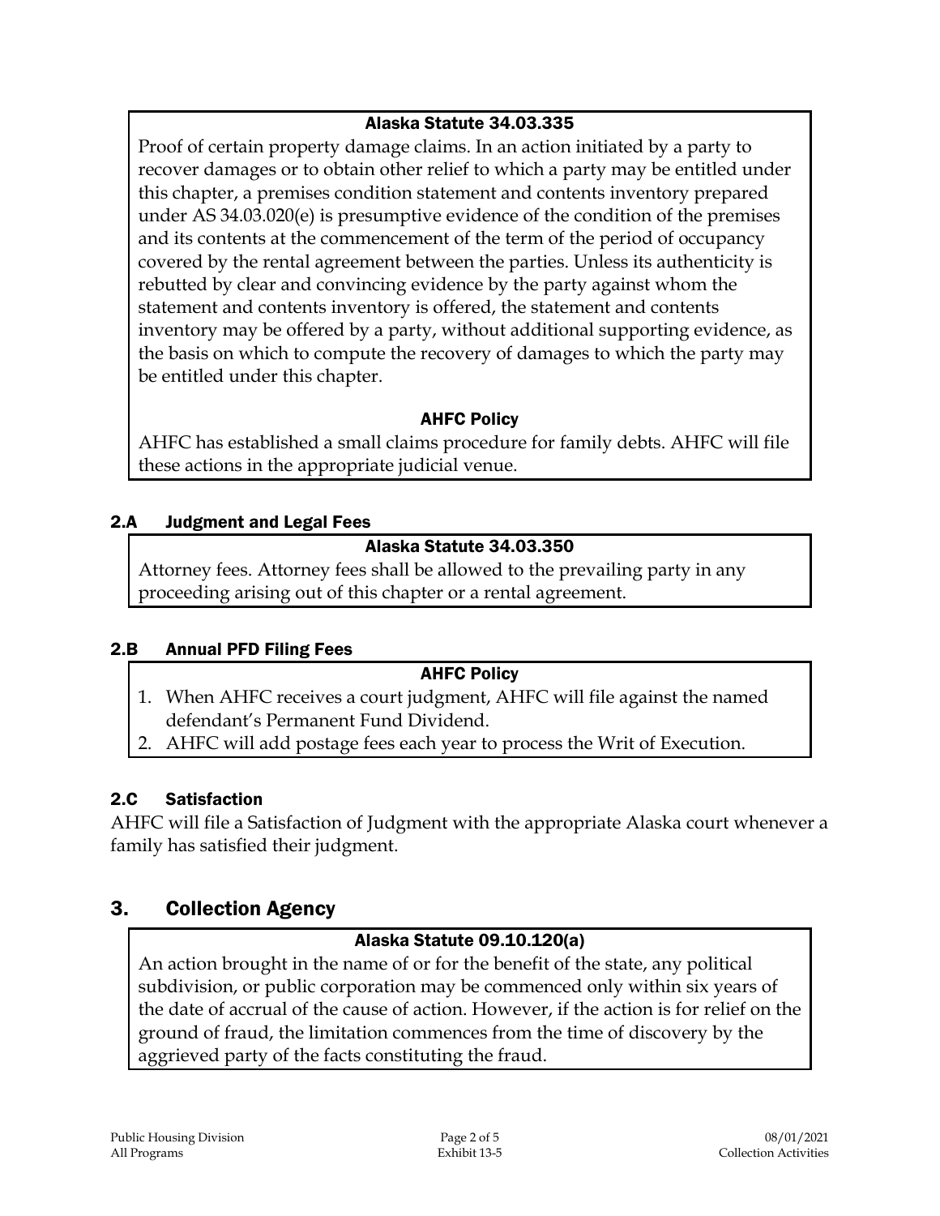**Alaska Statute 34.03.335**

Proof of certain property damage claims. In an action initiated by a party to recover damages or to obtain other relief to which a party may be entitled under this chapter, a premises condition statement and contents inventory prepared under AS 34.03.020(e) is presumptive evidence of the condition of the premises and its contents at the commencement of the term of the period of occupancy covered by the rental agreement between the parties. Unless its authenticity is rebutted by clear and convincing evidence by the party against whom the statement and contents inventory is offered, the statement and contents inventory may be offered by a party, without additional supporting evidence, as the basis on which to compute the recovery of damages to which the party may be entitled under this chapter.

**AHFC Policy**

AHFC has established a small claims procedure for family debts. AHFC will file these actions in the appropriate judicial venue.

### 2.A Judgment and Legal Fees

**Alaska Statute 34.03.350**

Attorney fees. Attorney fees shall be allowed to the prevailing party in any proceeding arising out of this chapter or a rental agreement.

### 2.B Annual PFD Filing Fees

**AHFC Policy**

1. When AHFC receives a court judgment, AHFC will file against the named defendant's Permanent Fund Dividend.
2. AHFC will add postage fees each year to process the Writ of Execution.

### 2.C Satisfaction

AHFC will file a Satisfaction of Judgment with the appropriate Alaska court whenever a family has satisfied their judgment.

## 3. Collection Agency

**Alaska Statute 09.10.120(a)**

An action brought in the name of or for the benefit of the state, any political subdivision, or public corporation may be commenced only within six years of the date of accrual of the cause of action. However, if the action is for relief on the ground of fraud, the limitation commences from the time of discovery by the aggrieved party of the facts constituting the fraud.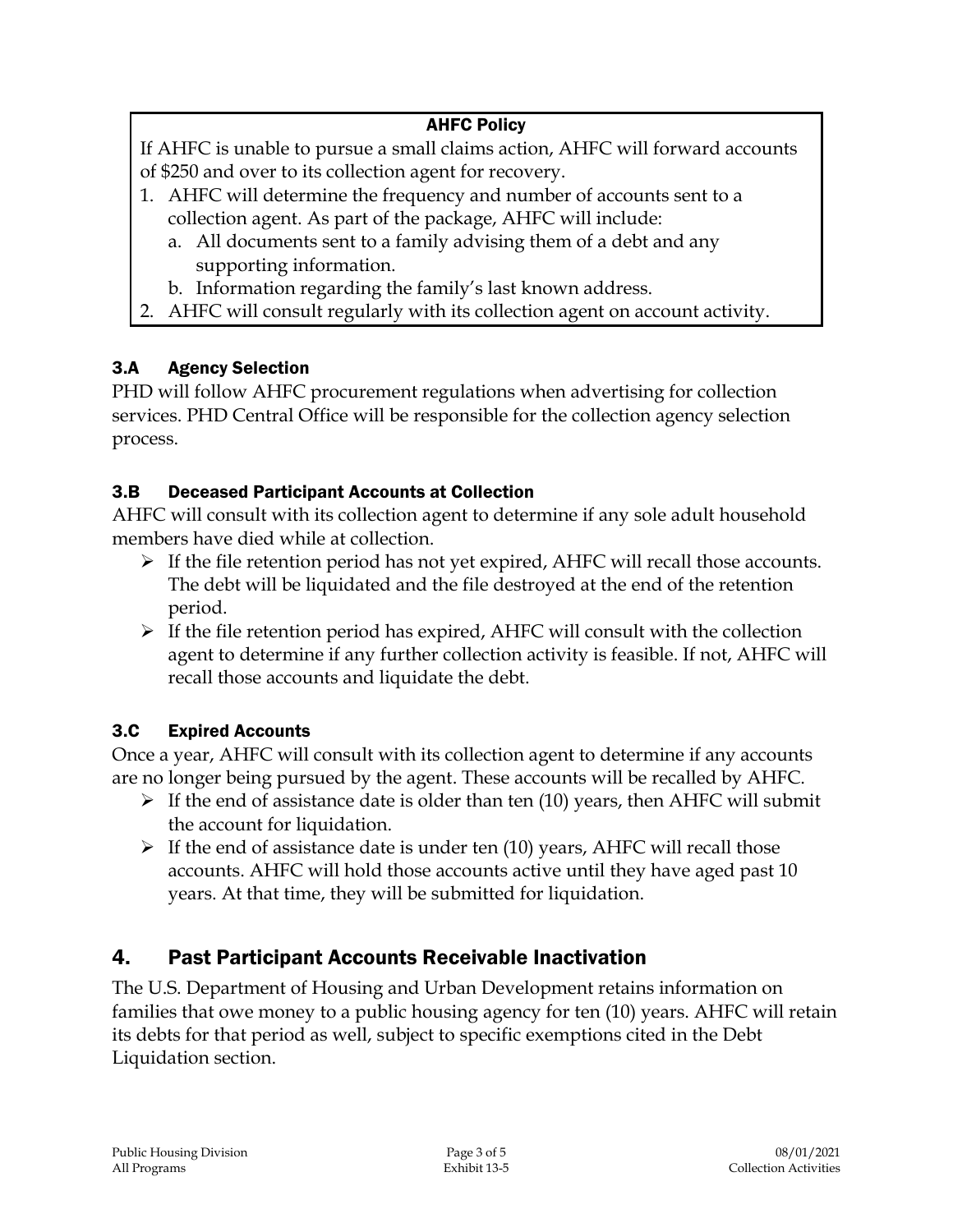**AHFC Policy**

If AHFC is unable to pursue a small claims action, AHFC will forward accounts of $250 and over to its collection agent for recovery.

1. AHFC will determine the frequency and number of accounts sent to a collection agent. As part of the package, AHFC will include:
   a. All documents sent to a family advising them of a debt and any supporting information.
   b. Information regarding the family's last known address.
2. AHFC will consult regularly with its collection agent on account activity.

### 3.A Agency Selection

PHD will follow AHFC procurement regulations when advertising for collection services. PHD Central Office will be responsible for the collection agency selection process.

### 3.B Deceased Participant Accounts at Collection

AHFC will consult with its collection agent to determine if any sole adult household members have died while at collection.

- If the file retention period has not yet expired, AHFC will recall those accounts. The debt will be liquidated and the file destroyed at the end of the retention period.
- If the file retention period has expired, AHFC will consult with the collection agent to determine if any further collection activity is feasible. If not, AHFC will recall those accounts and liquidate the debt.

### 3.C Expired Accounts

Once a year, AHFC will consult with its collection agent to determine if any accounts are no longer being pursued by the agent. These accounts will be recalled by AHFC.

- If the end of assistance date is older than ten (10) years, then AHFC will submit the account for liquidation.
- If the end of assistance date is under ten (10) years, AHFC will recall those accounts. AHFC will hold those accounts active until they have aged past 10 years. At that time, they will be submitted for liquidation.

## 4. Past Participant Accounts Receivable Inactivation

The U.S. Department of Housing and Urban Development retains information on families that owe money to a public housing agency for ten (10) years. AHFC will retain its debts for that period as well, subject to specific exemptions cited in the Debt Liquidation section.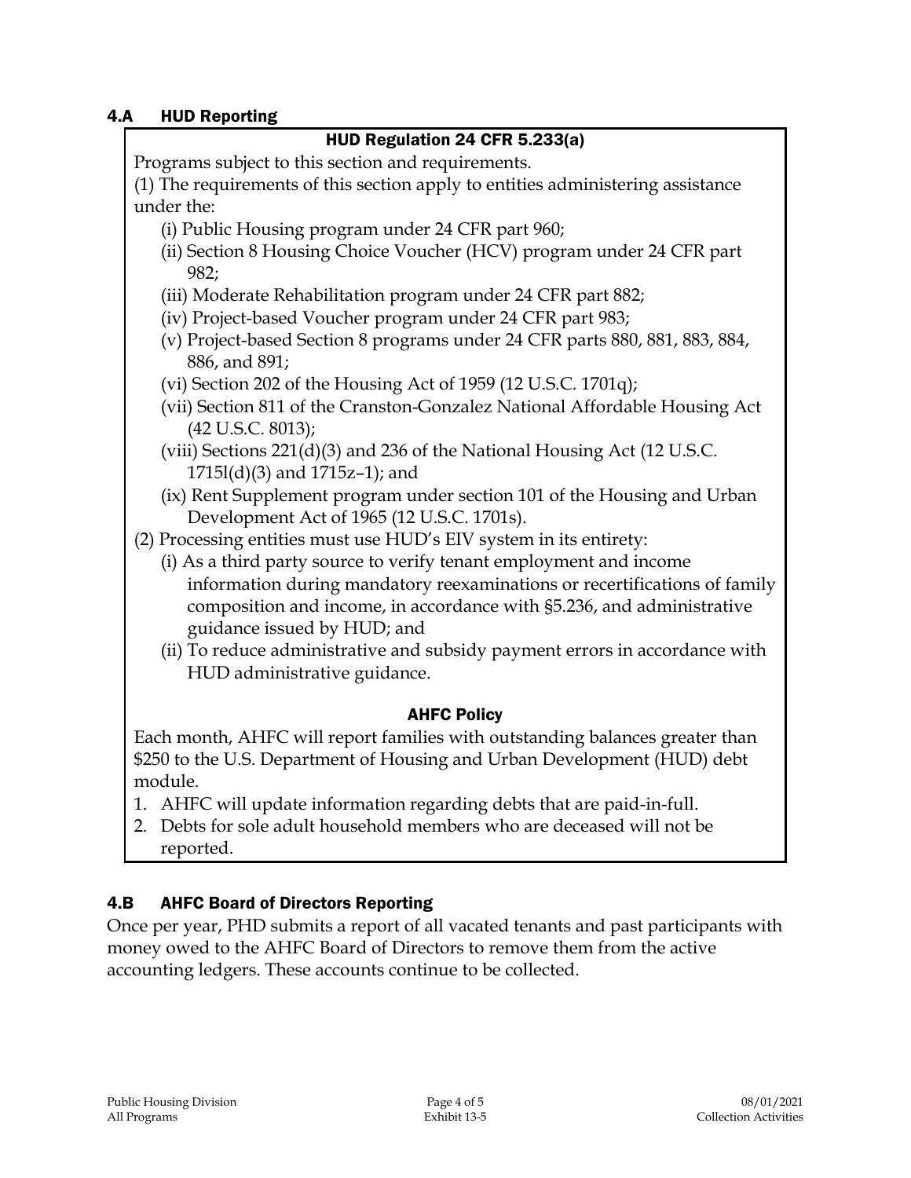## 4.A HUD Reporting

### HUD Regulation 24 CFR 5.233(a)

Programs subject to this section and requirements.

(1) The requirements of this section apply to entities administering assistance under the:

(i) Public Housing program under 24 CFR part 960;

(ii) Section 8 Housing Choice Voucher (HCV) program under 24 CFR part 982;

(iii) Moderate Rehabilitation program under 24 CFR part 882;

(iv) Project-based Voucher program under 24 CFR part 983;

(v) Project-based Section 8 programs under 24 CFR parts 880, 881, 883, 884, 886, and 891;

(vi) Section 202 of the Housing Act of 1959 (12 U.S.C. 1701q);

(vii) Section 811 of the Cranston-Gonzalez National Affordable Housing Act (42 U.S.C. 8013);

(viii) Sections 221(d)(3) and 236 of the National Housing Act (12 U.S.C. 1715l(d)(3) and 1715z–1); and

(ix) Rent Supplement program under section 101 of the Housing and Urban Development Act of 1965 (12 U.S.C. 1701s).

(2) Processing entities must use HUD's EIV system in its entirety:

(i) As a third party source to verify tenant employment and income information during mandatory reexaminations or recertifications of family composition and income, in accordance with §5.236, and administrative guidance issued by HUD; and

(ii) To reduce administrative and subsidy payment errors in accordance with HUD administrative guidance.

### AHFC Policy

Each month, AHFC will report families with outstanding balances greater than $250 to the U.S. Department of Housing and Urban Development (HUD) debt module.

1. AHFC will update information regarding debts that are paid-in-full.
2. Debts for sole adult household members who are deceased will not be reported.

## 4.B AHFC Board of Directors Reporting

Once per year, PHD submits a report of all vacated tenants and past participants with money owed to the AHFC Board of Directors to remove them from the active accounting ledgers. These accounts continue to be collected.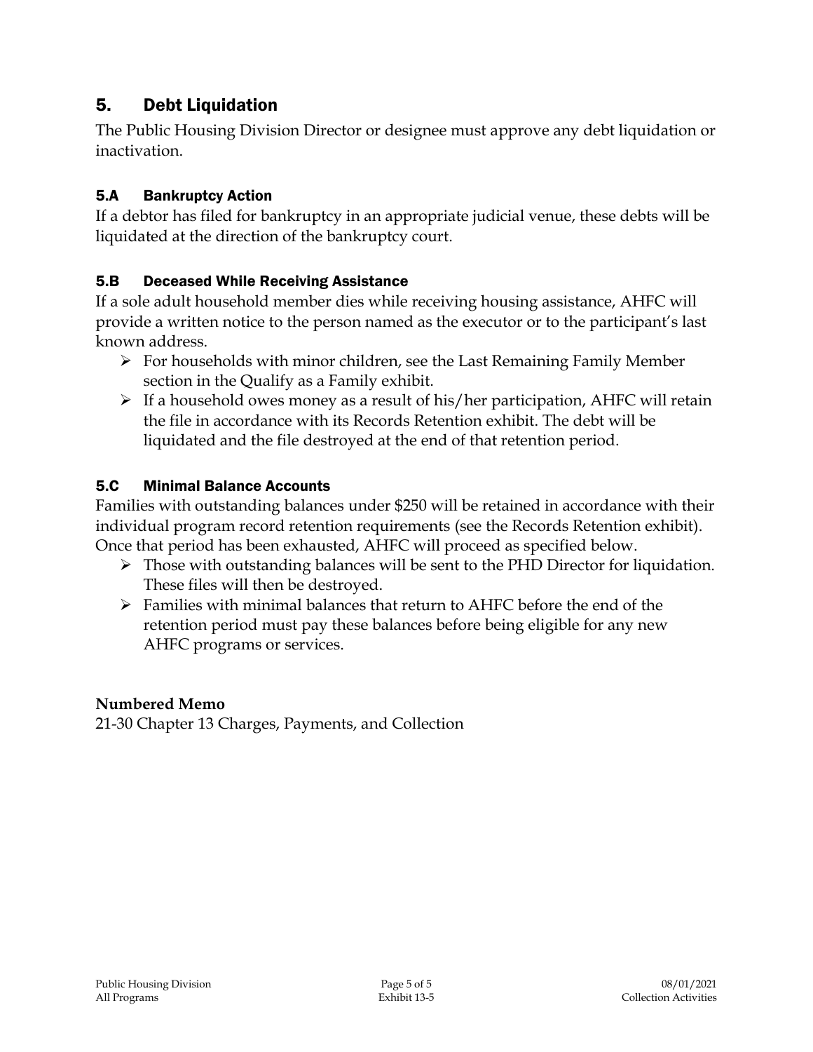## 5. Debt Liquidation

The Public Housing Division Director or designee must approve any debt liquidation or inactivation.

### 5.A Bankruptcy Action

If a debtor has filed for bankruptcy in an appropriate judicial venue, these debts will be liquidated at the direction of the bankruptcy court.

### 5.B Deceased While Receiving Assistance

If a sole adult household member dies while receiving housing assistance, AHFC will provide a written notice to the person named as the executor or to the participant's last known address.

- For households with minor children, see the Last Remaining Family Member section in the Qualify as a Family exhibit.
- If a household owes money as a result of his/her participation, AHFC will retain the file in accordance with its Records Retention exhibit. The debt will be liquidated and the file destroyed at the end of that retention period.

### 5.C Minimal Balance Accounts

Families with outstanding balances under $250 will be retained in accordance with their individual program record retention requirements (see the Records Retention exhibit). Once that period has been exhausted, AHFC will proceed as specified below.

- Those with outstanding balances will be sent to the PHD Director for liquidation. These files will then be destroyed.
- Families with minimal balances that return to AHFC before the end of the retention period must pay these balances before being eligible for any new AHFC programs or services.

**Numbered Memo**

21-30 Chapter 13 Charges, Payments, and Collection